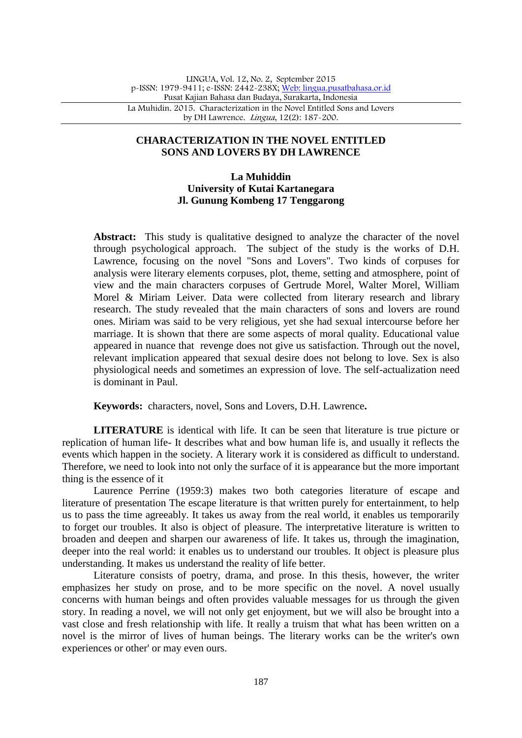# CHARACTERIZATION IN THE NOVEL ENTITLED SONS AND LOVERS BY DH LAWRENCE

**La Muhiddin**
**University of Kutai Kartanegara**
**Jl. Gunung Kombeng 17 Tenggarong**

**Abstract:** This study is qualitative designed to analyze the character of the novel through psychological approach. The subject of the study is the works of D.H. Lawrence, focusing on the novel "Sons and Lovers". Two kinds of corpuses for analysis were literary elements corpuses, plot, theme, setting and atmosphere, point of view and the main characters corpuses of Gertrude Morel, Walter Morel, William Morel & Miriam Leiver. Data were collected from literary research and library research. The study revealed that the main characters of sons and lovers are round ones. Miriam was said to be very religious, yet she had sexual intercourse before her marriage. It is shown that there are some aspects of moral quality. Educational value appeared in nuance that revenge does not give us satisfaction. Through out the novel, relevant implication appeared that sexual desire does not belong to love. Sex is also physiological needs and sometimes an expression of love. The self-actualization need is dominant in Paul.

**Keywords:** characters, novel, Sons and Lovers, D.H. Lawrence**.**

**LITERATURE** is identical with life. It can be seen that literature is true picture or replication of human life- It describes what and bow human life is, and usually it reflects the events which happen in the society. A literary work it is considered as difficult to understand. Therefore, we need to look into not only the surface of it is appearance but the more important thing is the essence of it

Laurence Perrine (1959:3) makes two both categories literature of escape and literature of presentation The escape literature is that written purely for entertainment, to help us to pass the time agreeably. It takes us away from the real world, it enables us temporarily to forget our troubles. It also is object of pleasure. The interpretative literature is written to broaden and deepen and sharpen our awareness of life. It takes us, through the imagination, deeper into the real world: it enables us to understand our troubles. It object is pleasure plus understanding. It makes us understand the reality of life better.

Literature consists of poetry, drama, and prose. In this thesis, however, the writer emphasizes her study on prose, and to be more specific on the novel. A novel usually concerns with human beings and often provides valuable messages for us through the given story. In reading a novel, we will not only get enjoyment, but we will also be brought into a vast close and fresh relationship with life. It really a truism that what has been written on a novel is the mirror of lives of human beings. The literary works can be the writer's own experiences or other' or may even ours.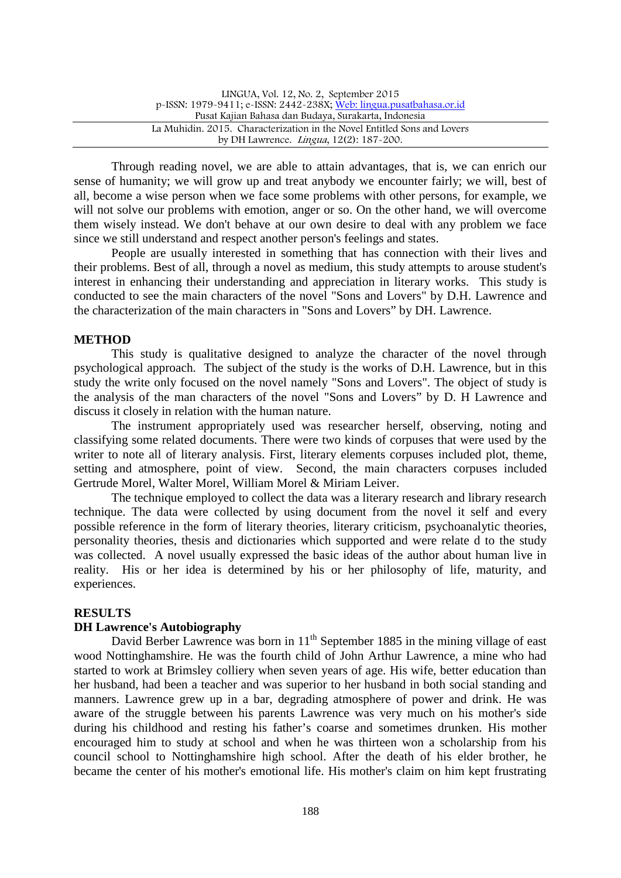Through reading novel, we are able to attain advantages, that is, we can enrich our sense of humanity; we will grow up and treat anybody we encounter fairly; we will, best of all, become a wise person when we face some problems with other persons, for example, we will not solve our problems with emotion, anger or so. On the other hand, we will overcome them wisely instead. We don't behave at our own desire to deal with any problem we face since we still understand and respect another person's feelings and states.

People are usually interested in something that has connection with their lives and their problems. Best of all, through a novel as medium, this study attempts to arouse student's interest in enhancing their understanding and appreciation in literary works. This study is conducted to see the main characters of the novel "Sons and Lovers" by D.H. Lawrence and the characterization of the main characters in "Sons and Lovers" by DH. Lawrence.

## METHOD

This study is qualitative designed to analyze the character of the novel through psychological approach. The subject of the study is the works of D.H. Lawrence, but in this study the write only focused on the novel namely "Sons and Lovers". The object of study is the analysis of the man characters of the novel "Sons and Lovers" by D. H Lawrence and discuss it closely in relation with the human nature.

The instrument appropriately used was researcher herself, observing, noting and classifying some related documents. There were two kinds of corpuses that were used by the writer to note all of literary analysis. First, literary elements corpuses included plot, theme, setting and atmosphere, point of view. Second, the main characters corpuses included Gertrude Morel, Walter Morel, William Morel & Miriam Leiver.

The technique employed to collect the data was a literary research and library research technique. The data were collected by using document from the novel it self and every possible reference in the form of literary theories, literary criticism, psychoanalytic theories, personality theories, thesis and dictionaries which supported and were relate d to the study was collected. A novel usually expressed the basic ideas of the author about human live in reality. His or her idea is determined by his or her philosophy of life, maturity, and experiences.

## RESULTS

### DH Lawrence's Autobiography

David Berber Lawrence was born in 11th September 1885 in the mining village of east wood Nottinghamshire. He was the fourth child of John Arthur Lawrence, a mine who had started to work at Brimsley colliery when seven years of age. His wife, better education than her husband, had been a teacher and was superior to her husband in both social standing and manners. Lawrence grew up in a bar, degrading atmosphere of power and drink. He was aware of the struggle between his parents Lawrence was very much on his mother's side during his childhood and resting his father's coarse and sometimes drunken. His mother encouraged him to study at school and when he was thirteen won a scholarship from his council school to Nottinghamshire high school. After the death of his elder brother, he became the center of his mother's emotional life. His mother's claim on him kept frustrating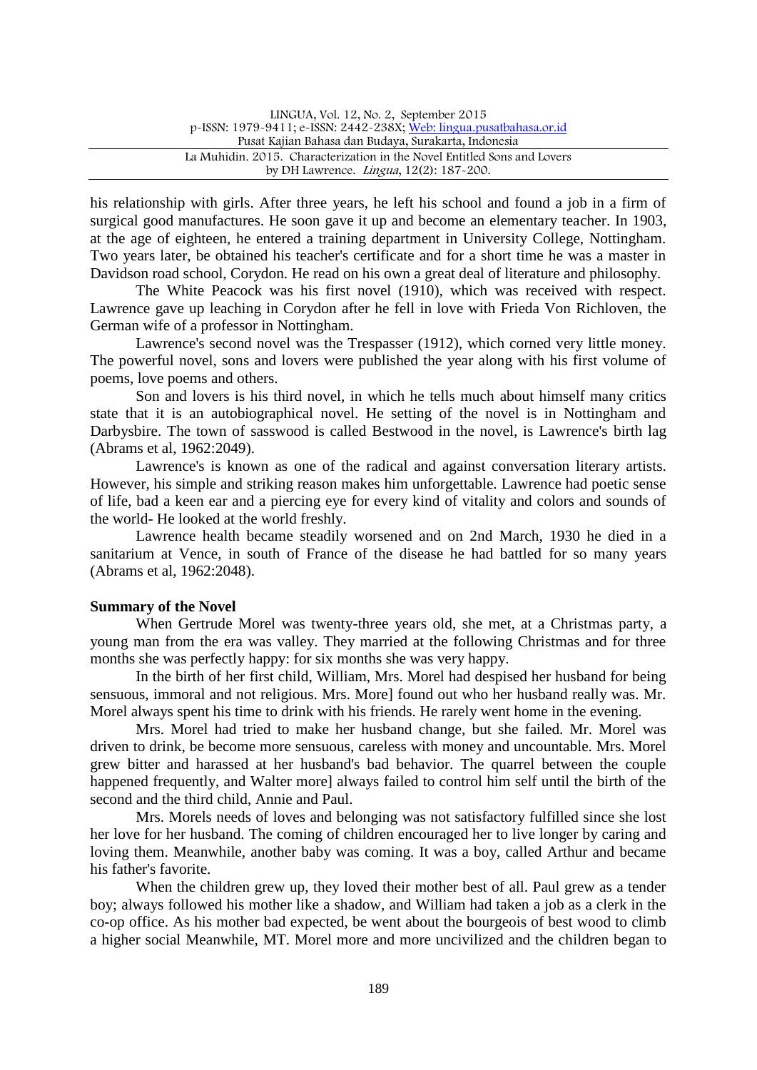his relationship with girls. After three years, he left his school and found a job in a firm of surgical good manufactures. He soon gave it up and become an elementary teacher. In 1903, at the age of eighteen, he entered a training department in University College, Nottingham. Two years later, be obtained his teacher's certificate and for a short time he was a master in Davidson road school, Corydon. He read on his own a great deal of literature and philosophy.

The White Peacock was his first novel (1910), which was received with respect. Lawrence gave up leaching in Corydon after he fell in love with Frieda Von Richloven, the German wife of a professor in Nottingham.

Lawrence's second novel was the Trespasser (1912), which corned very little money. The powerful novel, sons and lovers were published the year along with his first volume of poems, love poems and others.

Son and lovers is his third novel, in which he tells much about himself many critics state that it is an autobiographical novel. He setting of the novel is in Nottingham and Darbysbire. The town of sasswood is called Bestwood in the novel, is Lawrence's birth lag (Abrams et al, 1962:2049).

Lawrence's is known as one of the radical and against conversation literary artists. However, his simple and striking reason makes him unforgettable. Lawrence had poetic sense of life, bad a keen ear and a piercing eye for every kind of vitality and colors and sounds of the world- He looked at the world freshly.

Lawrence health became steadily worsened and on 2nd March, 1930 he died in a sanitarium at Vence, in south of France of the disease he had battled for so many years (Abrams et al, 1962:2048).

**Summary of the Novel**

When Gertrude Morel was twenty-three years old, she met, at a Christmas party, a young man from the era was valley. They married at the following Christmas and for three months she was perfectly happy: for six months she was very happy.

In the birth of her first child, William, Mrs. Morel had despised her husband for being sensuous, immoral and not religious. Mrs. More] found out who her husband really was. Mr. Morel always spent his time to drink with his friends. He rarely went home in the evening.

Mrs. Morel had tried to make her husband change, but she failed. Mr. Morel was driven to drink, be become more sensuous, careless with money and uncountable. Mrs. Morel grew bitter and harassed at her husband's bad behavior. The quarrel between the couple happened frequently, and Walter more] always failed to control him self until the birth of the second and the third child, Annie and Paul.

Mrs. Morels needs of loves and belonging was not satisfactory fulfilled since she lost her love for her husband. The coming of children encouraged her to live longer by caring and loving them. Meanwhile, another baby was coming. It was a boy, called Arthur and became his father's favorite.

When the children grew up, they loved their mother best of all. Paul grew as a tender boy; always followed his mother like a shadow, and William had taken a job as a clerk in the co-op office. As his mother bad expected, be went about the bourgeois of best wood to climb a higher social Meanwhile, MT. Morel more and more uncivilized and the children began to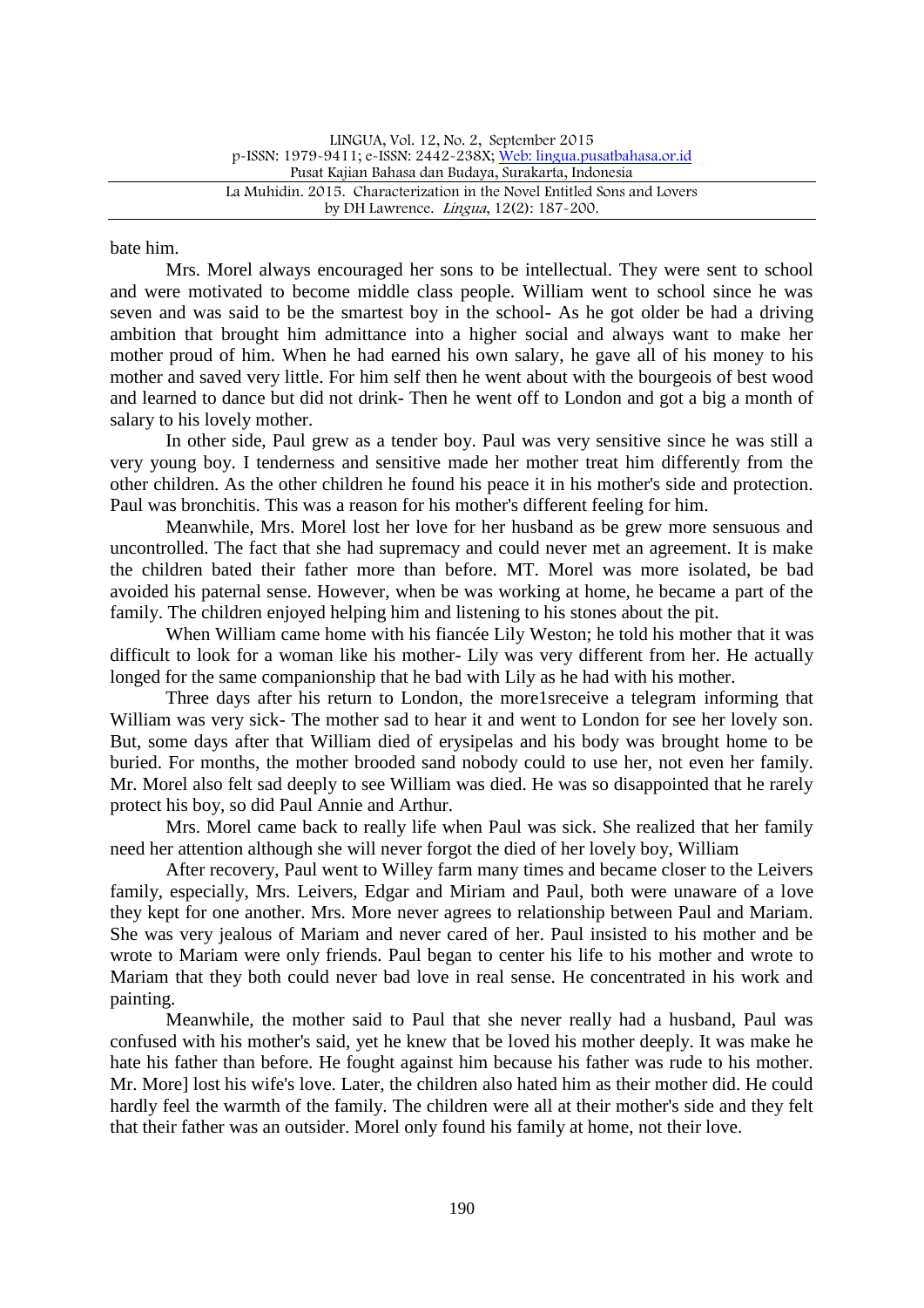bate him.

Mrs. Morel always encouraged her sons to be intellectual. They were sent to school and were motivated to become middle class people. William went to school since he was seven and was said to be the smartest boy in the school- As he got older be had a driving ambition that brought him admittance into a higher social and always want to make her mother proud of him. When he had earned his own salary, he gave all of his money to his mother and saved very little. For him self then he went about with the bourgeois of best wood and learned to dance but did not drink- Then he went off to London and got a big a month of salary to his lovely mother.

In other side, Paul grew as a tender boy. Paul was very sensitive since he was still a very young boy. I tenderness and sensitive made her mother treat him differently from the other children. As the other children he found his peace it in his mother's side and protection. Paul was bronchitis. This was a reason for his mother's different feeling for him.

Meanwhile, Mrs. Morel lost her love for her husband as be grew more sensuous and uncontrolled. The fact that she had supremacy and could never met an agreement. It is make the children bated their father more than before. MT. Morel was more isolated, be bad avoided his paternal sense. However, when be was working at home, he became a part of the family. The children enjoyed helping him and listening to his stones about the pit.

When William came home with his fiancée Lily Weston; he told his mother that it was difficult to look for a woman like his mother- Lily was very different from her. He actually longed for the same companionship that he bad with Lily as he had with his mother.

Three days after his return to London, the more1sreceive a telegram informing that William was very sick- The mother sad to hear it and went to London for see her lovely son. But, some days after that William died of erysipelas and his body was brought home to be buried. For months, the mother brooded sand nobody could to use her, not even her family. Mr. Morel also felt sad deeply to see William was died. He was so disappointed that he rarely protect his boy, so did Paul Annie and Arthur.

Mrs. Morel came back to really life when Paul was sick. She realized that her family need her attention although she will never forgot the died of her lovely boy, William

After recovery, Paul went to Willey farm many times and became closer to the Leivers family, especially, Mrs. Leivers, Edgar and Miriam and Paul, both were unaware of a love they kept for one another. Mrs. More never agrees to relationship between Paul and Mariam. She was very jealous of Mariam and never cared of her. Paul insisted to his mother and be wrote to Mariam were only friends. Paul began to center his life to his mother and wrote to Mariam that they both could never bad love in real sense. He concentrated in his work and painting.

Meanwhile, the mother said to Paul that she never really had a husband, Paul was confused with his mother's said, yet he knew that be loved his mother deeply. It was make he hate his father than before. He fought against him because his father was rude to his mother. Mr. More] lost his wife's love. Later, the children also hated him as their mother did. He could hardly feel the warmth of the family. The children were all at their mother's side and they felt that their father was an outsider. Morel only found his family at home, not their love.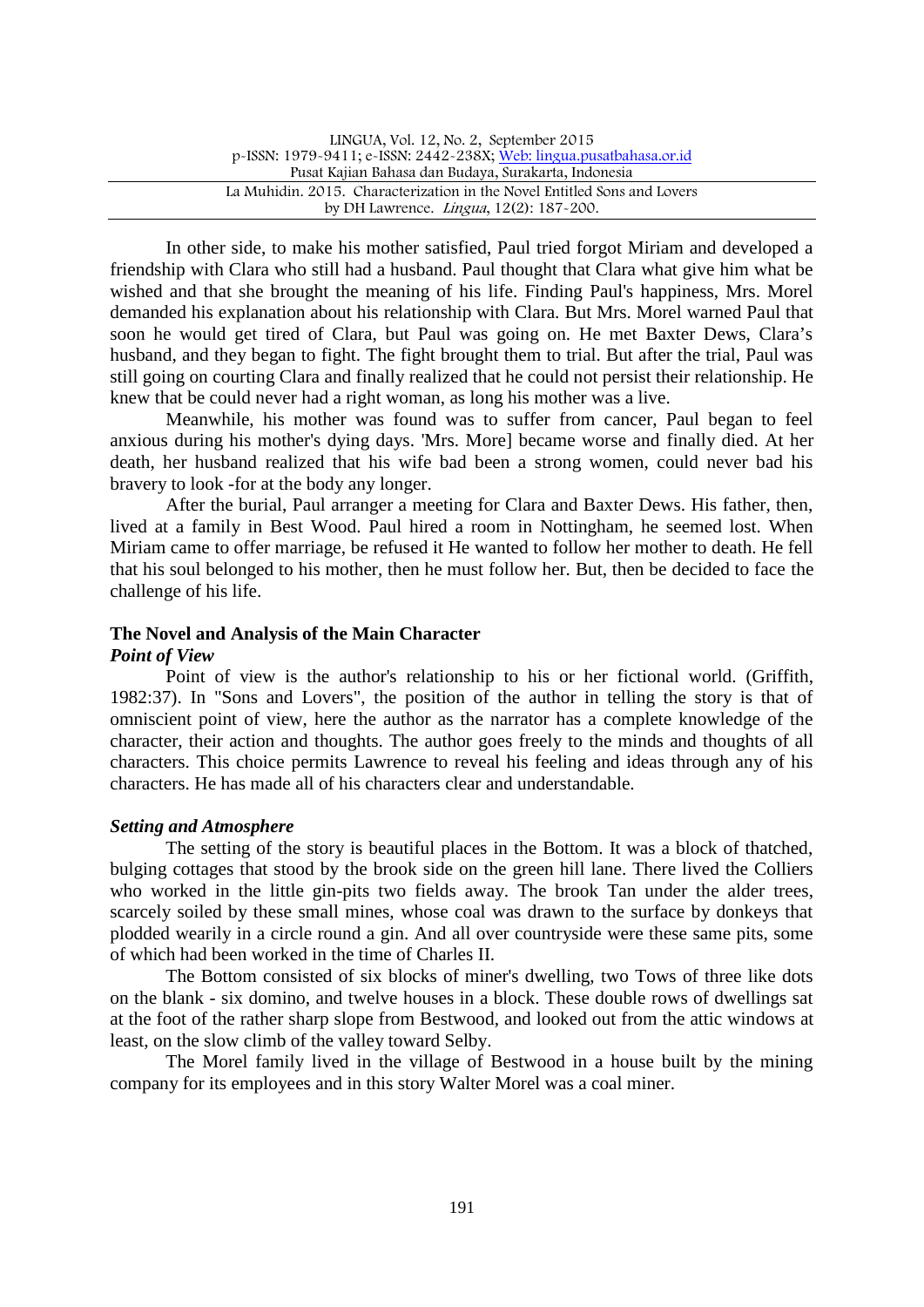In other side, to make his mother satisfied, Paul tried forgot Miriam and developed a friendship with Clara who still had a husband. Paul thought that Clara what give him what be wished and that she brought the meaning of his life. Finding Paul's happiness, Mrs. Morel demanded his explanation about his relationship with Clara. But Mrs. Morel warned Paul that soon he would get tired of Clara, but Paul was going on. He met Baxter Dews, Clara's husband, and they began to fight. The fight brought them to trial. But after the trial, Paul was still going on courting Clara and finally realized that he could not persist their relationship. He knew that be could never had a right woman, as long his mother was a live.

Meanwhile, his mother was found was to suffer from cancer, Paul began to feel anxious during his mother's dying days. 'Mrs. More] became worse and finally died. At her death, her husband realized that his wife bad been a strong women, could never bad his bravery to look -for at the body any longer.

After the burial, Paul arranger a meeting for Clara and Baxter Dews. His father, then, lived at a family in Best Wood. Paul hired a room in Nottingham, he seemed lost. When Miriam came to offer marriage, be refused it He wanted to follow her mother to death. He fell that his soul belonged to his mother, then he must follow her. But, then be decided to face the challenge of his life.

## The Novel and Analysis of the Main Character

### *Point of View*

Point of view is the author's relationship to his or her fictional world. (Griffith, 1982:37). In "Sons and Lovers", the position of the author in telling the story is that of omniscient point of view, here the author as the narrator has a complete knowledge of the character, their action and thoughts. The author goes freely to the minds and thoughts of all characters. This choice permits Lawrence to reveal his feeling and ideas through any of his characters. He has made all of his characters clear and understandable.

### *Setting and Atmosphere*

The setting of the story is beautiful places in the Bottom. It was a block of thatched, bulging cottages that stood by the brook side on the green hill lane. There lived the Colliers who worked in the little gin-pits two fields away. The brook Tan under the alder trees, scarcely soiled by these small mines, whose coal was drawn to the surface by donkeys that plodded wearily in a circle round a gin. And all over countryside were these same pits, some of which had been worked in the time of Charles II.

The Bottom consisted of six blocks of miner's dwelling, two Tows of three like dots on the blank - six domino, and twelve houses in a block. These double rows of dwellings sat at the foot of the rather sharp slope from Bestwood, and looked out from the attic windows at least, on the slow climb of the valley toward Selby.

The Morel family lived in the village of Bestwood in a house built by the mining company for its employees and in this story Walter Morel was a coal miner.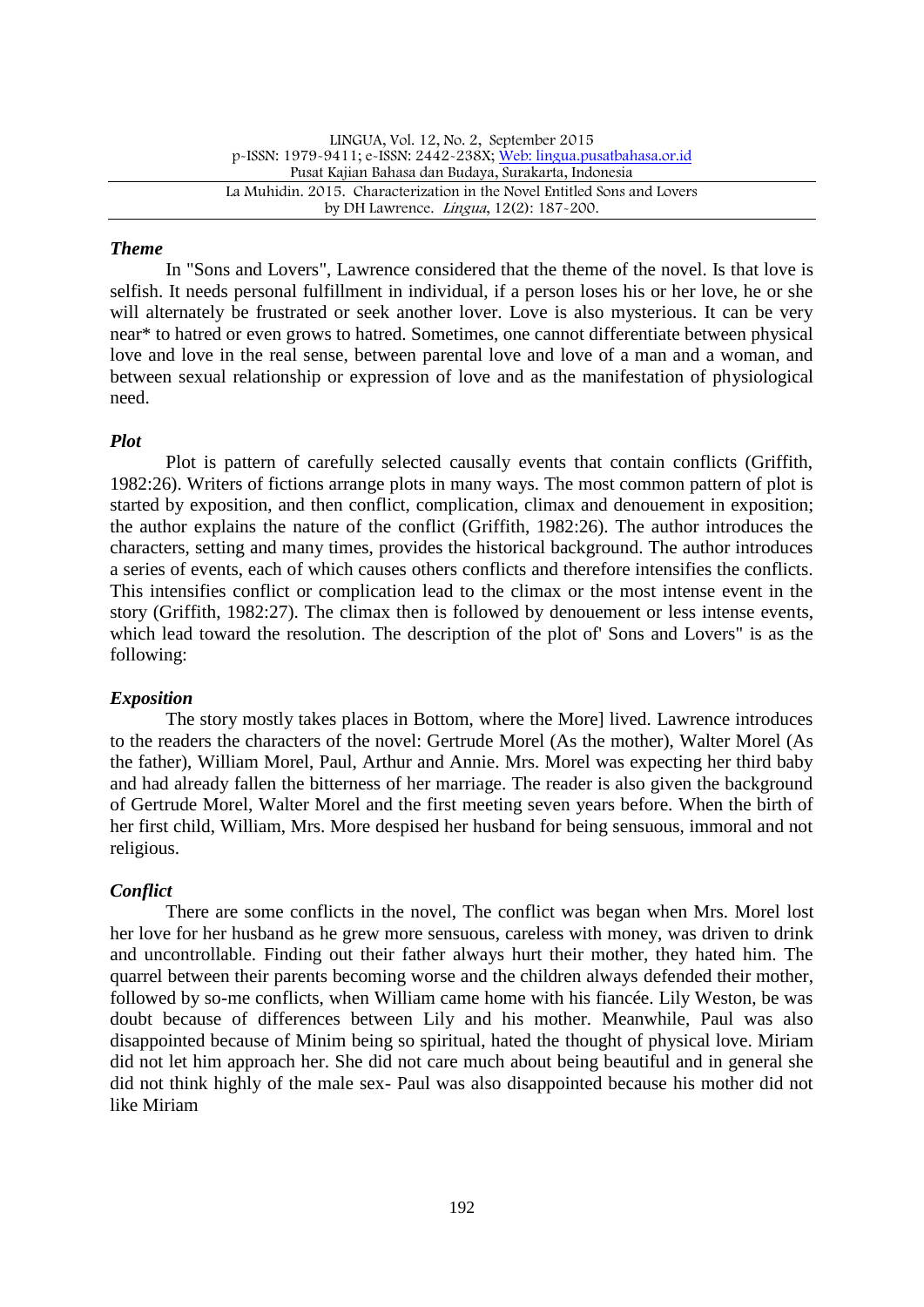### *Theme*

In "Sons and Lovers", Lawrence considered that the theme of the novel. Is that love is selfish. It needs personal fulfillment in individual, if a person loses his or her love, he or she will alternately be frustrated or seek another lover. Love is also mysterious. It can be very near* to hatred or even grows to hatred. Sometimes, one cannot differentiate between physical love and love in the real sense, between parental love and love of a man and a woman, and between sexual relationship or expression of love and as the manifestation of physiological need.

### *Plot*

Plot is pattern of carefully selected causally events that contain conflicts (Griffith, 1982:26). Writers of fictions arrange plots in many ways. The most common pattern of plot is started by exposition, and then conflict, complication, climax and denouement in exposition; the author explains the nature of the conflict (Griffith, 1982:26). The author introduces the characters, setting and many times, provides the historical background. The author introduces a series of events, each of which causes others conflicts and therefore intensifies the conflicts. This intensifies conflict or complication lead to the climax or the most intense event in the story (Griffith, 1982:27). The climax then is followed by denouement or less intense events, which lead toward the resolution. The description of the plot of' Sons and Lovers" is as the following:

### *Exposition*

The story mostly takes places in Bottom, where the More] lived. Lawrence introduces to the readers the characters of the novel: Gertrude Morel (As the mother), Walter Morel (As the father), William Morel, Paul, Arthur and Annie. Mrs. Morel was expecting her third baby and had already fallen the bitterness of her marriage. The reader is also given the background of Gertrude Morel, Walter Morel and the first meeting seven years before. When the birth of her first child, William, Mrs. More despised her husband for being sensuous, immoral and not religious.

### *Conflict*

There are some conflicts in the novel, The conflict was began when Mrs. Morel lost her love for her husband as he grew more sensuous, careless with money, was driven to drink and uncontrollable. Finding out their father always hurt their mother, they hated him. The quarrel between their parents becoming worse and the children always defended their mother, followed by so-me conflicts, when William came home with his fiancée. Lily Weston, be was doubt because of differences between Lily and his mother. Meanwhile, Paul was also disappointed because of Minim being so spiritual, hated the thought of physical love. Miriam did not let him approach her. She did not care much about being beautiful and in general she did not think highly of the male sex- Paul was also disappointed because his mother did not like Miriam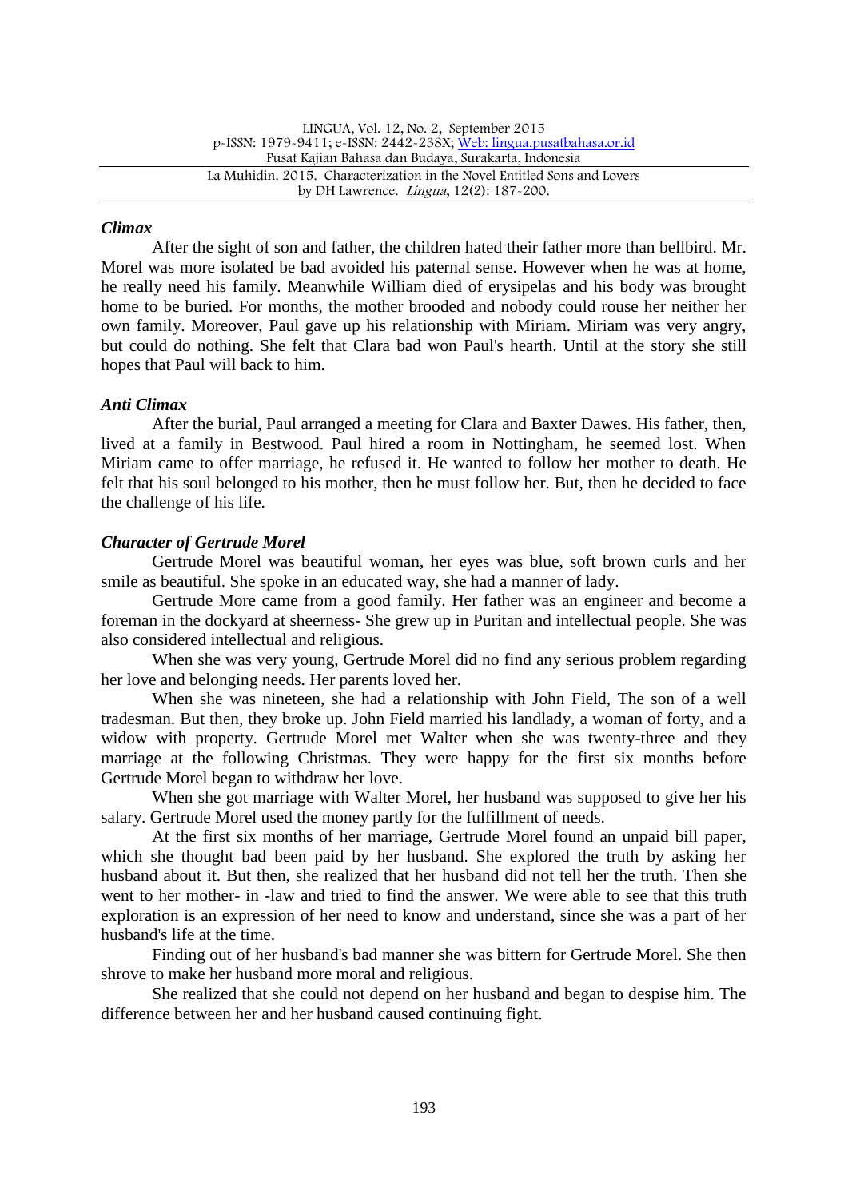### *Climax*

After the sight of son and father, the children hated their father more than bellbird. Mr. Morel was more isolated be bad avoided his paternal sense. However when he was at home, he really need his family. Meanwhile William died of erysipelas and his body was brought home to be buried. For months, the mother brooded and nobody could rouse her neither her own family. Moreover, Paul gave up his relationship with Miriam. Miriam was very angry, but could do nothing. She felt that Clara bad won Paul's hearth. Until at the story she still hopes that Paul will back to him.

### *Anti Climax*

After the burial, Paul arranged a meeting for Clara and Baxter Dawes. His father, then, lived at a family in Bestwood. Paul hired a room in Nottingham, he seemed lost. When Miriam came to offer marriage, he refused it. He wanted to follow her mother to death. He felt that his soul belonged to his mother, then he must follow her. But, then he decided to face the challenge of his life.

### *Character of Gertrude Morel*

Gertrude Morel was beautiful woman, her eyes was blue, soft brown curls and her smile as beautiful. She spoke in an educated way, she had a manner of lady.

Gertrude More came from a good family. Her father was an engineer and become a foreman in the dockyard at sheerness- She grew up in Puritan and intellectual people. She was also considered intellectual and religious.

When she was very young, Gertrude Morel did no find any serious problem regarding her love and belonging needs. Her parents loved her.

When she was nineteen, she had a relationship with John Field, The son of a well tradesman. But then, they broke up. John Field married his landlady, a woman of forty, and a widow with property. Gertrude Morel met Walter when she was twenty-three and they marriage at the following Christmas. They were happy for the first six months before Gertrude Morel began to withdraw her love.

When she got marriage with Walter Morel, her husband was supposed to give her his salary. Gertrude Morel used the money partly for the fulfillment of needs.

At the first six months of her marriage, Gertrude Morel found an unpaid bill paper, which she thought bad been paid by her husband. She explored the truth by asking her husband about it. But then, she realized that her husband did not tell her the truth. Then she went to her mother- in -law and tried to find the answer. We were able to see that this truth exploration is an expression of her need to know and understand, since she was a part of her husband's life at the time.

Finding out of her husband's bad manner she was bittern for Gertrude Morel. She then shrove to make her husband more moral and religious.

She realized that she could not depend on her husband and began to despise him. The difference between her and her husband caused continuing fight.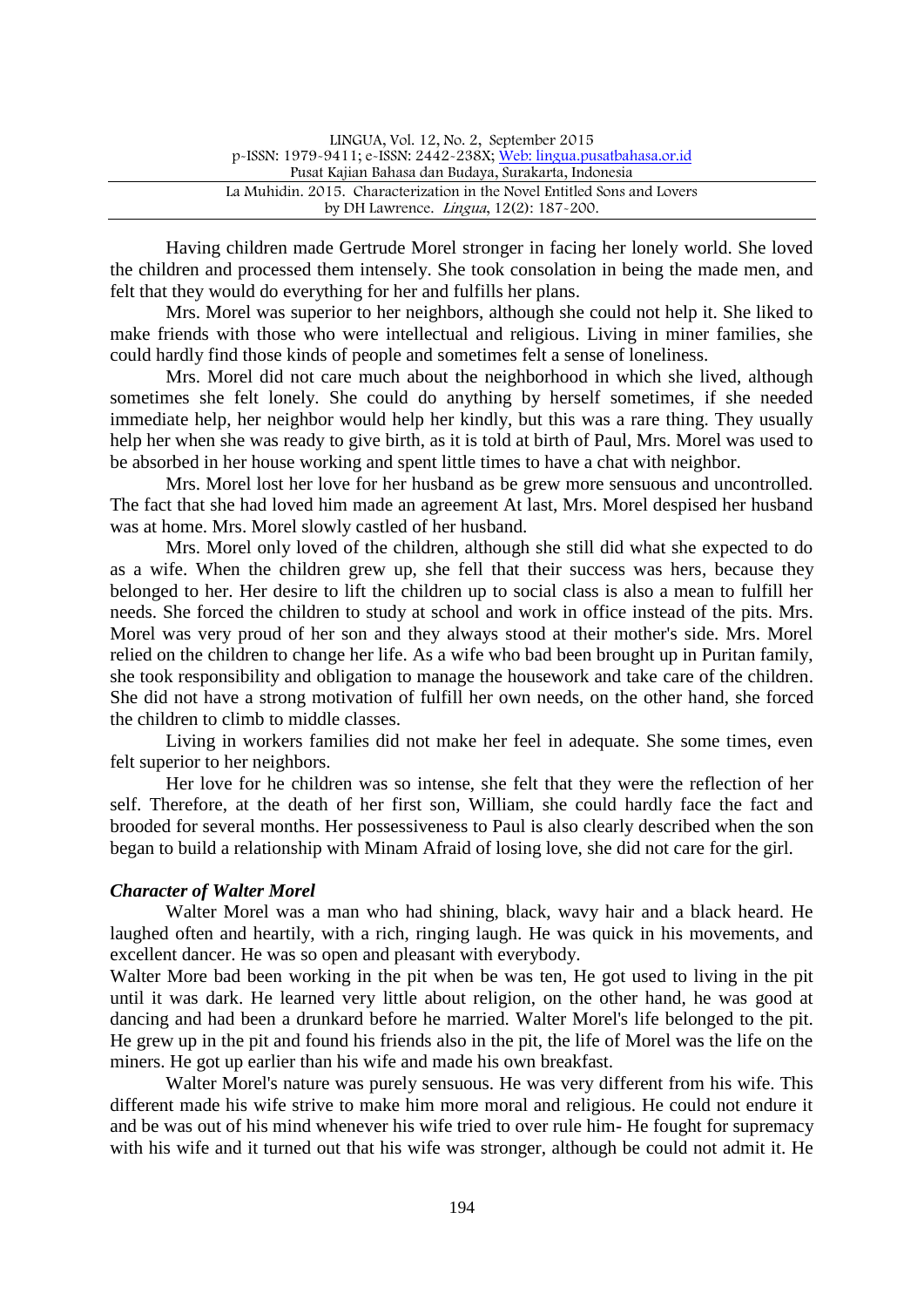Having children made Gertrude Morel stronger in facing her lonely world. She loved the children and processed them intensely. She took consolation in being the made men, and felt that they would do everything for her and fulfills her plans.

Mrs. Morel was superior to her neighbors, although she could not help it. She liked to make friends with those who were intellectual and religious. Living in miner families, she could hardly find those kinds of people and sometimes felt a sense of loneliness.

Mrs. Morel did not care much about the neighborhood in which she lived, although sometimes she felt lonely. She could do anything by herself sometimes, if she needed immediate help, her neighbor would help her kindly, but this was a rare thing. They usually help her when she was ready to give birth, as it is told at birth of Paul, Mrs. Morel was used to be absorbed in her house working and spent little times to have a chat with neighbor.

Mrs. Morel lost her love for her husband as be grew more sensuous and uncontrolled. The fact that she had loved him made an agreement At last, Mrs. Morel despised her husband was at home. Mrs. Morel slowly castled of her husband.

Mrs. Morel only loved of the children, although she still did what she expected to do as a wife. When the children grew up, she fell that their success was hers, because they belonged to her. Her desire to lift the children up to social class is also a mean to fulfill her needs. She forced the children to study at school and work in office instead of the pits. Mrs. Morel was very proud of her son and they always stood at their mother's side. Mrs. Morel relied on the children to change her life. As a wife who bad been brought up in Puritan family, she took responsibility and obligation to manage the housework and take care of the children. She did not have a strong motivation of fulfill her own needs, on the other hand, she forced the children to climb to middle classes.

Living in workers families did not make her feel in adequate. She some times, even felt superior to her neighbors.

Her love for he children was so intense, she felt that they were the reflection of her self. Therefore, at the death of her first son, William, she could hardly face the fact and brooded for several months. Her possessiveness to Paul is also clearly described when the son began to build a relationship with Minam Afraid of losing love, she did not care for the girl.

***Character of Walter Morel***

Walter Morel was a man who had shining, black, wavy hair and a black heard. He laughed often and heartily, with a rich, ringing laugh. He was quick in his movements, and excellent dancer. He was so open and pleasant with everybody.

Walter More bad been working in the pit when be was ten, He got used to living in the pit until it was dark. He learned very little about religion, on the other hand, he was good at dancing and had been a drunkard before he married. Walter Morel's life belonged to the pit. He grew up in the pit and found his friends also in the pit, the life of Morel was the life on the miners. He got up earlier than his wife and made his own breakfast.

Walter Morel's nature was purely sensuous. He was very different from his wife. This different made his wife strive to make him more moral and religious. He could not endure it and be was out of his mind whenever his wife tried to over rule him- He fought for supremacy with his wife and it turned out that his wife was stronger, although be could not admit it. He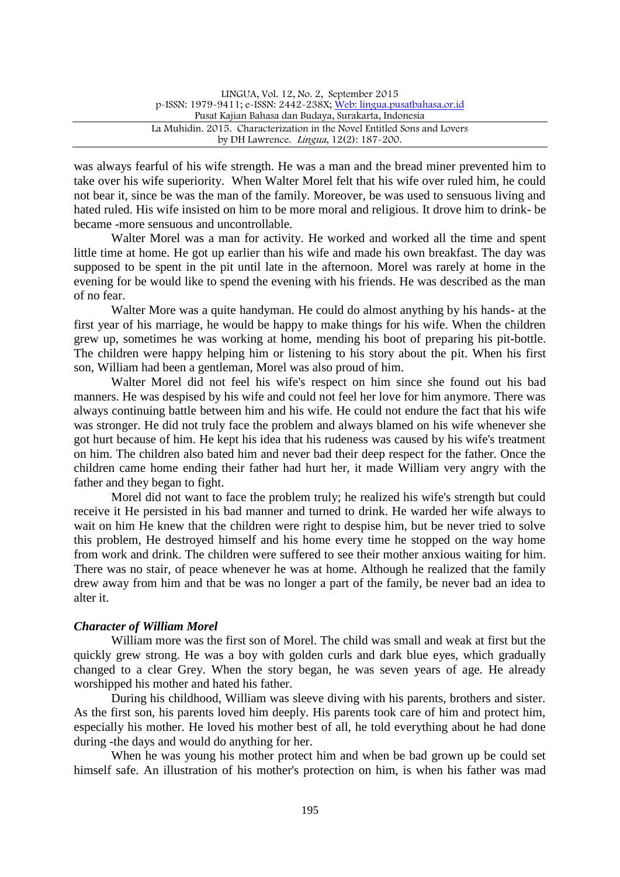was always fearful of his wife strength. He was a man and the bread miner prevented him to take over his wife superiority. When Walter Morel felt that his wife over ruled him, he could not bear it, since be was the man of the family. Moreover, be was used to sensuous living and hated ruled. His wife insisted on him to be more moral and religious. It drove him to drink- be became -more sensuous and uncontrollable.

Walter Morel was a man for activity. He worked and worked all the time and spent little time at home. He got up earlier than his wife and made his own breakfast. The day was supposed to be spent in the pit until late in the afternoon. Morel was rarely at home in the evening for be would like to spend the evening with his friends. He was described as the man of no fear.

Walter More was a quite handyman. He could do almost anything by his hands- at the first year of his marriage, he would be happy to make things for his wife. When the children grew up, sometimes he was working at home, mending his boot of preparing his pit-bottle. The children were happy helping him or listening to his story about the pit. When his first son, William had been a gentleman, Morel was also proud of him.

Walter Morel did not feel his wife's respect on him since she found out his bad manners. He was despised by his wife and could not feel her love for him anymore. There was always continuing battle between him and his wife. He could not endure the fact that his wife was stronger. He did not truly face the problem and always blamed on his wife whenever she got hurt because of him. He kept his idea that his rudeness was caused by his wife's treatment on him. The children also bated him and never bad their deep respect for the father. Once the children came home ending their father had hurt her, it made William very angry with the father and they began to fight.

Morel did not want to face the problem truly; he realized his wife's strength but could receive it He persisted in his bad manner and turned to drink. He warded her wife always to wait on him He knew that the children were right to despise him, but be never tried to solve this problem, He destroyed himself and his home every time he stopped on the way home from work and drink. The children were suffered to see their mother anxious waiting for him. There was no stair, of peace whenever he was at home. Although he realized that the family drew away from him and that be was no longer a part of the family, be never bad an idea to alter it.

### *Character of William Morel*

William more was the first son of Morel. The child was small and weak at first but the quickly grew strong. He was a boy with golden curls and dark blue eyes, which gradually changed to a clear Grey. When the story began, he was seven years of age. He already worshipped his mother and hated his father.

During his childhood, William was sleeve diving with his parents, brothers and sister. As the first son, his parents loved him deeply. His parents took care of him and protect him, especially his mother. He loved his mother best of all, he told everything about he had done during -the days and would do anything for her.

When he was young his mother protect him and when be bad grown up be could set himself safe. An illustration of his mother's protection on him, is when his father was mad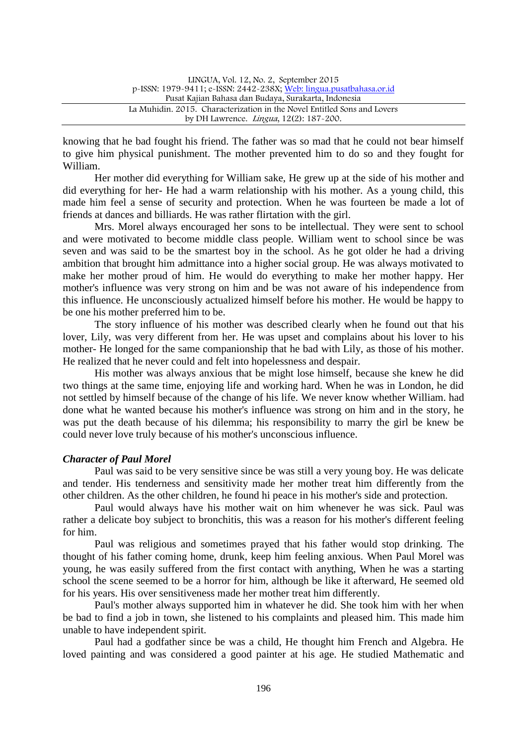knowing that he bad fought his friend. The father was so mad that he could not bear himself to give him physical punishment. The mother prevented him to do so and they fought for William.

Her mother did everything for William sake, He grew up at the side of his mother and did everything for her- He had a warm relationship with his mother. As a young child, this made him feel a sense of security and protection. When he was fourteen be made a lot of friends at dances and billiards. He was rather flirtation with the girl.

Mrs. Morel always encouraged her sons to be intellectual. They were sent to school and were motivated to become middle class people. William went to school since be was seven and was said to be the smartest boy in the school. As he got older he had a driving ambition that brought him admittance into a higher social group. He was always motivated to make her mother proud of him. He would do everything to make her mother happy. Her mother's influence was very strong on him and be was not aware of his independence from this influence. He unconsciously actualized himself before his mother. He would be happy to be one his mother preferred him to be.

The story influence of his mother was described clearly when he found out that his lover, Lily, was very different from her. He was upset and complains about his lover to his mother- He longed for the same companionship that he bad with Lily, as those of his mother. He realized that he never could and felt into hopelessness and despair.

His mother was always anxious that be might lose himself, because she knew he did two things at the same time, enjoying life and working hard. When he was in London, he did not settled by himself because of the change of his life. We never know whether William. had done what he wanted because his mother's influence was strong on him and in the story, he was put the death because of his dilemma; his responsibility to marry the girl be knew be could never love truly because of his mother's unconscious influence.

***Character of Paul Morel***

Paul was said to be very sensitive since be was still a very young boy. He was delicate and tender. His tenderness and sensitivity made her mother treat him differently from the other children. As the other children, he found hi peace in his mother's side and protection.

Paul would always have his mother wait on him whenever he was sick. Paul was rather a delicate boy subject to bronchitis, this was a reason for his mother's different feeling for him.

Paul was religious and sometimes prayed that his father would stop drinking. The thought of his father coming home, drunk, keep him feeling anxious. When Paul Morel was young, he was easily suffered from the first contact with anything, When he was a starting school the scene seemed to be a horror for him, although be like it afterward, He seemed old for his years. His over sensitiveness made her mother treat him differently.

Paul's mother always supported him in whatever he did. She took him with her when be bad to find a job in town, she listened to his complaints and pleased him. This made him unable to have independent spirit.

Paul had a godfather since be was a child, He thought him French and Algebra. He loved painting and was considered a good painter at his age. He studied Mathematic and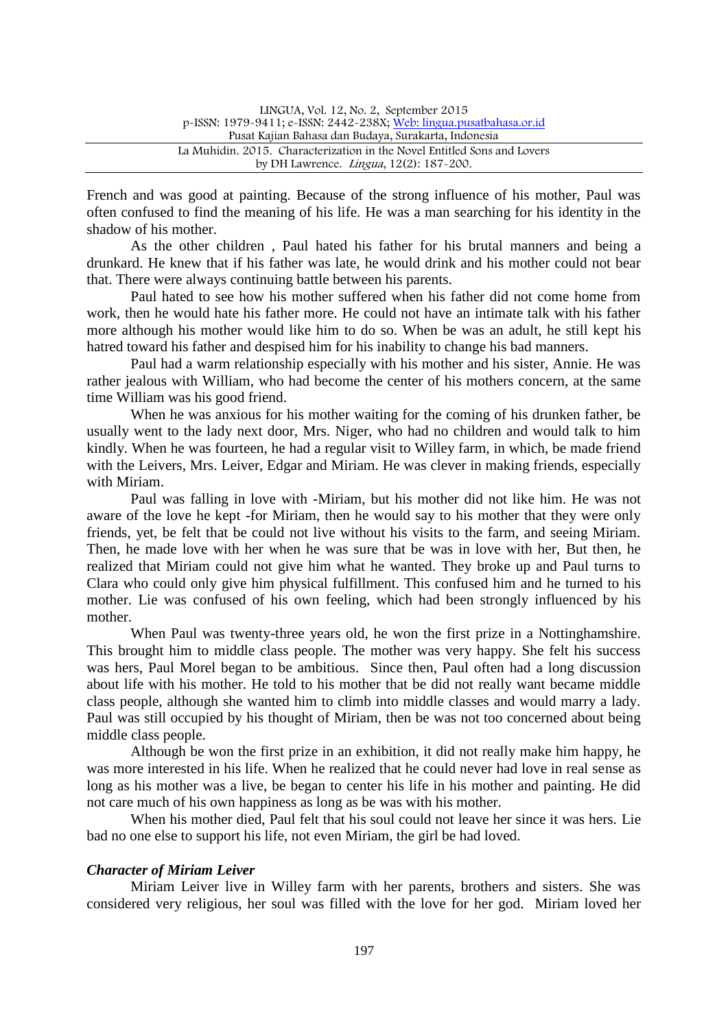French and was good at painting. Because of the strong influence of his mother, Paul was often confused to find the meaning of his life. He was a man searching for his identity in the shadow of his mother.

As the other children , Paul hated his father for his brutal manners and being a drunkard. He knew that if his father was late, he would drink and his mother could not bear that. There were always continuing battle between his parents.

Paul hated to see how his mother suffered when his father did not come home from work, then he would hate his father more. He could not have an intimate talk with his father more although his mother would like him to do so. When be was an adult, he still kept his hatred toward his father and despised him for his inability to change his bad manners.

Paul had a warm relationship especially with his mother and his sister, Annie. He was rather jealous with William, who had become the center of his mothers concern, at the same time William was his good friend.

When he was anxious for his mother waiting for the coming of his drunken father, be usually went to the lady next door, Mrs. Niger, who had no children and would talk to him kindly. When he was fourteen, he had a regular visit to Willey farm, in which, be made friend with the Leivers, Mrs. Leiver, Edgar and Miriam. He was clever in making friends, especially with Miriam.

Paul was falling in love with -Miriam, but his mother did not like him. He was not aware of the love he kept -for Miriam, then he would say to his mother that they were only friends, yet, be felt that be could not live without his visits to the farm, and seeing Miriam. Then, he made love with her when he was sure that be was in love with her, But then, he realized that Miriam could not give him what he wanted. They broke up and Paul turns to Clara who could only give him physical fulfillment. This confused him and he turned to his mother. Lie was confused of his own feeling, which had been strongly influenced by his mother.

When Paul was twenty-three years old, he won the first prize in a Nottinghamshire. This brought him to middle class people. The mother was very happy. She felt his success was hers, Paul Morel began to be ambitious. Since then, Paul often had a long discussion about life with his mother. He told to his mother that be did not really want became middle class people, although she wanted him to climb into middle classes and would marry a lady. Paul was still occupied by his thought of Miriam, then be was not too concerned about being middle class people.

Although be won the first prize in an exhibition, it did not really make him happy, he was more interested in his life. When he realized that he could never had love in real sense as long as his mother was a live, be began to center his life in his mother and painting. He did not care much of his own happiness as long as be was with his mother.

When his mother died, Paul felt that his soul could not leave her since it was hers. Lie bad no one else to support his life, not even Miriam, the girl be had loved.

### *Character of Miriam Leiver*

Miriam Leiver live in Willey farm with her parents, brothers and sisters. She was considered very religious, her soul was filled with the love for her god. Miriam loved her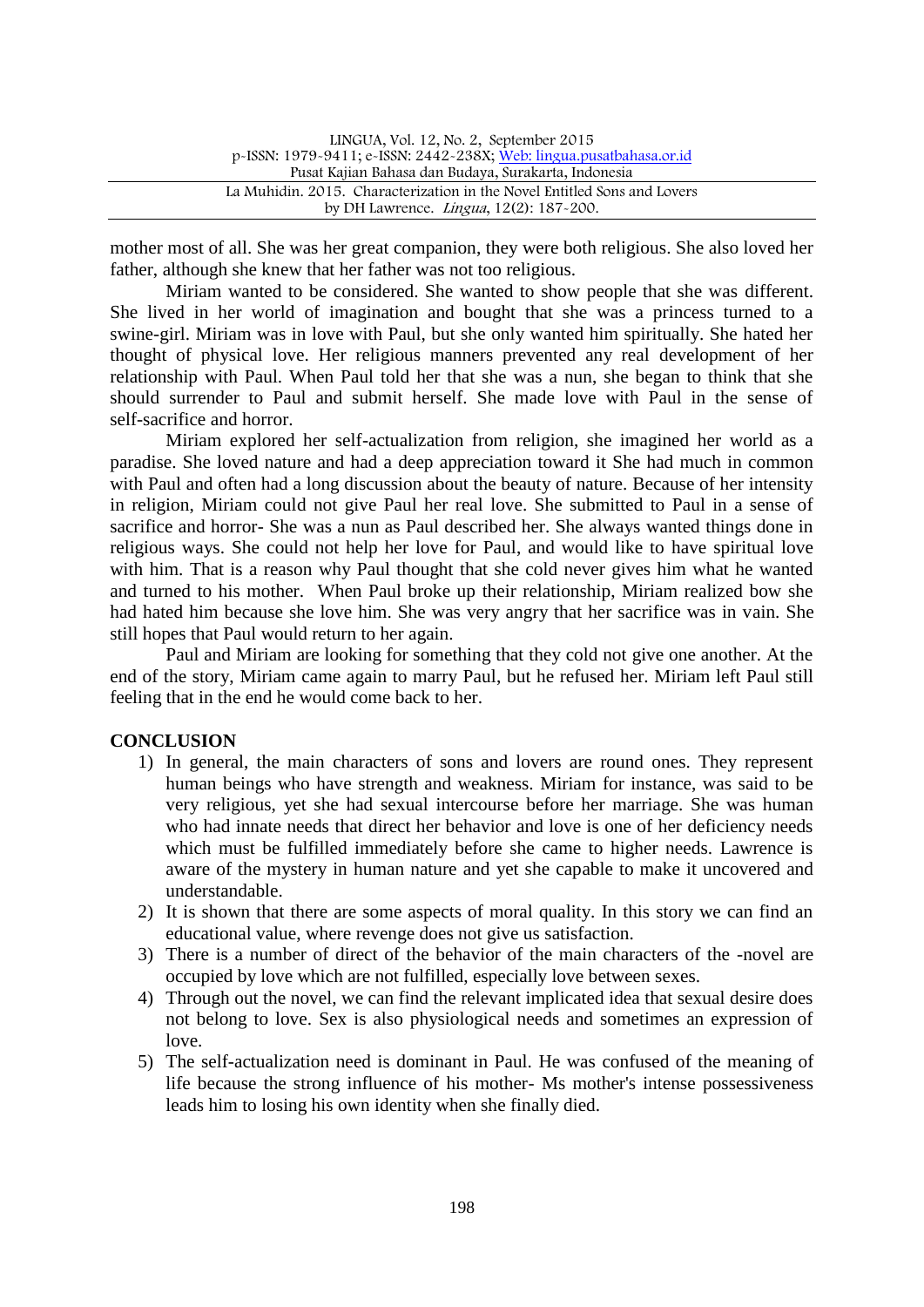mother most of all. She was her great companion, they were both religious. She also loved her father, although she knew that her father was not too religious.

Miriam wanted to be considered. She wanted to show people that she was different. She lived in her world of imagination and bought that she was a princess turned to a swine-girl. Miriam was in love with Paul, but she only wanted him spiritually. She hated her thought of physical love. Her religious manners prevented any real development of her relationship with Paul. When Paul told her that she was a nun, she began to think that she should surrender to Paul and submit herself. She made love with Paul in the sense of self-sacrifice and horror.

Miriam explored her self-actualization from religion, she imagined her world as a paradise. She loved nature and had a deep appreciation toward it She had much in common with Paul and often had a long discussion about the beauty of nature. Because of her intensity in religion, Miriam could not give Paul her real love. She submitted to Paul in a sense of sacrifice and horror- She was a nun as Paul described her. She always wanted things done in religious ways. She could not help her love for Paul, and would like to have spiritual love with him. That is a reason why Paul thought that she cold never gives him what he wanted and turned to his mother. When Paul broke up their relationship, Miriam realized bow she had hated him because she love him. She was very angry that her sacrifice was in vain. She still hopes that Paul would return to her again.

Paul and Miriam are looking for something that they cold not give one another. At the end of the story, Miriam came again to marry Paul, but he refused her. Miriam left Paul still feeling that in the end he would come back to her.

## CONCLUSION

1) In general, the main characters of sons and lovers are round ones. They represent human beings who have strength and weakness. Miriam for instance, was said to be very religious, yet she had sexual intercourse before her marriage. She was human who had innate needs that direct her behavior and love is one of her deficiency needs which must be fulfilled immediately before she came to higher needs. Lawrence is aware of the mystery in human nature and yet she capable to make it uncovered and understandable.
2) It is shown that there are some aspects of moral quality. In this story we can find an educational value, where revenge does not give us satisfaction.
3) There is a number of direct of the behavior of the main characters of the -novel are occupied by love which are not fulfilled, especially love between sexes.
4) Through out the novel, we can find the relevant implicated idea that sexual desire does not belong to love. Sex is also physiological needs and sometimes an expression of love.
5) The self-actualization need is dominant in Paul. He was confused of the meaning of life because the strong influence of his mother- Ms mother's intense possessiveness leads him to losing his own identity when she finally died.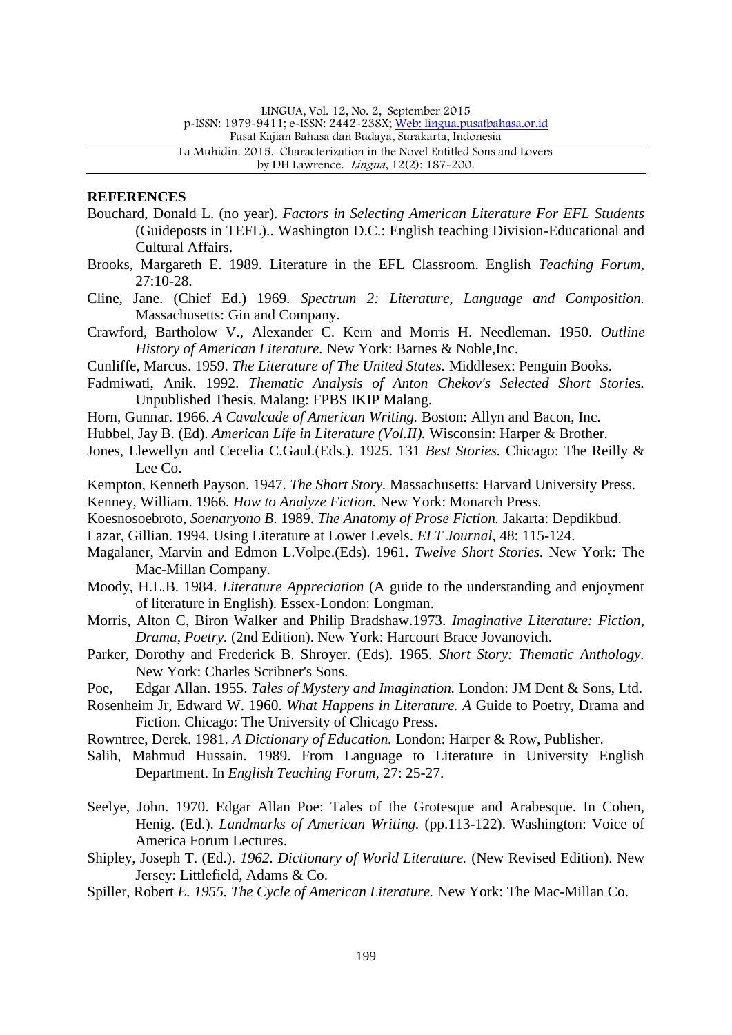## REFERENCES

Bouchard, Donald L. (no year). *Factors in Selecting American Literature For EFL Students* (Guideposts in TEFL).. Washington D.C.: English teaching Division-Educational and Cultural Affairs.

Brooks, Margareth E. 1989. Literature in the EFL Classroom. English *Teaching Forum*, 27:10-28.

Cline, Jane. (Chief Ed.) 1969. *Spectrum 2: Literature, Language and Composition.* Massachusetts: Gin and Company.

Crawford, Bartholow V., Alexander C. Kern and Morris H. Needleman. 1950. *Outline History of American Literature.* New York: Barnes & Noble,Inc.

Cunliffe, Marcus. 1959. *The Literature of The United States.* Middlesex: Penguin Books.

Fadmiwati, Anik. 1992. *Thematic Analysis of Anton Chekov's Selected Short Stories.* Unpublished Thesis. Malang: FPBS IKIP Malang.

Horn, Gunnar. 1966. *A Cavalcade of American Writing.* Boston: Allyn and Bacon, Inc.

Hubbel, Jay B. (Ed). *American Life in Literature (Vol.II).* Wisconsin: Harper & Brother.

Jones, Llewellyn and Cecelia C.Gaul.(Eds.). 1925. 131 *Best Stories.* Chicago: The Reilly & Lee Co.

Kempton, Kenneth Payson. 1947. *The Short Story.* Massachusetts: Harvard University Press.

Kenney, William. 1966. *How to Analyze Fiction.* New York: Monarch Press.

Koesnosoebroto, *Soenaryono B.* 1989. *The Anatomy of Prose Fiction.* Jakarta: Depdikbud.

Lazar, Gillian. 1994. Using Literature at Lower Levels. *ELT Journal*, 48: 115-124.

Magalaner, Marvin and Edmon L.Volpe.(Eds). 1961. *Twelve Short Stories.* New York: The Mac-Millan Company.

Moody, H.L.B. 1984. *Literature Appreciation* (A guide to the understanding and enjoyment of literature in English). Essex-London: Longman.

Morris, Alton C, Biron Walker and Philip Bradshaw.1973. *Imaginative Literature: Fiction, Drama, Poetry.* (2nd Edition). New York: Harcourt Brace Jovanovich.

Parker, Dorothy and Frederick B. Shroyer. (Eds). 1965. *Short Story: Thematic Anthology.* New York: Charles Scribner's Sons.

Poe, Edgar Allan. 1955. *Tales of Mystery and Imagination.* London: JM Dent & Sons, Ltd.

Rosenheim Jr, Edward W. 1960. *What Happens in Literature. A* Guide to Poetry, Drama and Fiction. Chicago: The University of Chicago Press.

Rowntree, Derek. 1981. *A Dictionary of Education.* London: Harper & Row, Publisher.

Salih, Mahmud Hussain. 1989. From Language to Literature in University English Department. In *English Teaching Forum*, 27: 25-27.

Seelye, John. 1970. Edgar Allan Poe: Tales of the Grotesque and Arabesque. In Cohen, Henig. (Ed.). *Landmarks of American Writing.* (pp.113-122). Washington: Voice of America Forum Lectures.

Shipley, Joseph T. (Ed.). *1962. Dictionary of World Literature.* (New Revised Edition). New Jersey: Littlefield, Adams & Co.

Spiller, Robert *E. 1955. The Cycle of American Literature.* New York: The Mac-Millan Co.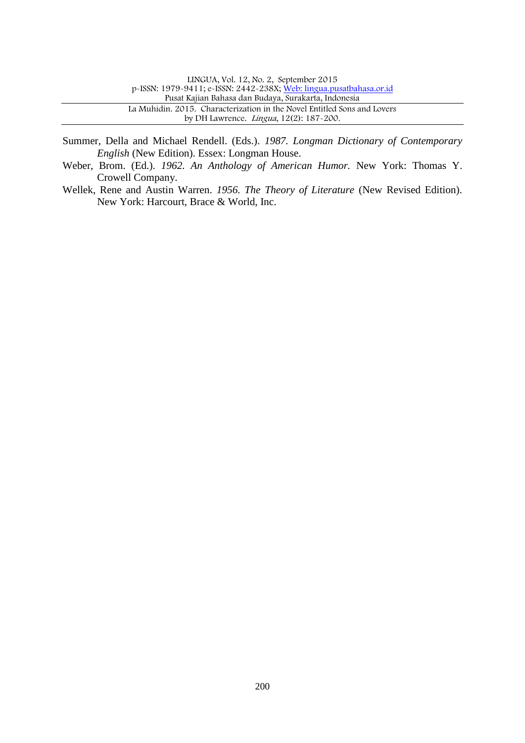Summer, Della and Michael Rendell. (Eds.). *1987. Longman Dictionary of Contemporary English* (New Edition). Essex: Longman House.

Weber, Brom. (Ed.). *1962. An Anthology of American Humor.* New York: Thomas Y. Crowell Company.

Wellek, Rene and Austin Warren. *1956. The Theory of Literature* (New Revised Edition). New York: Harcourt, Brace & World, Inc.